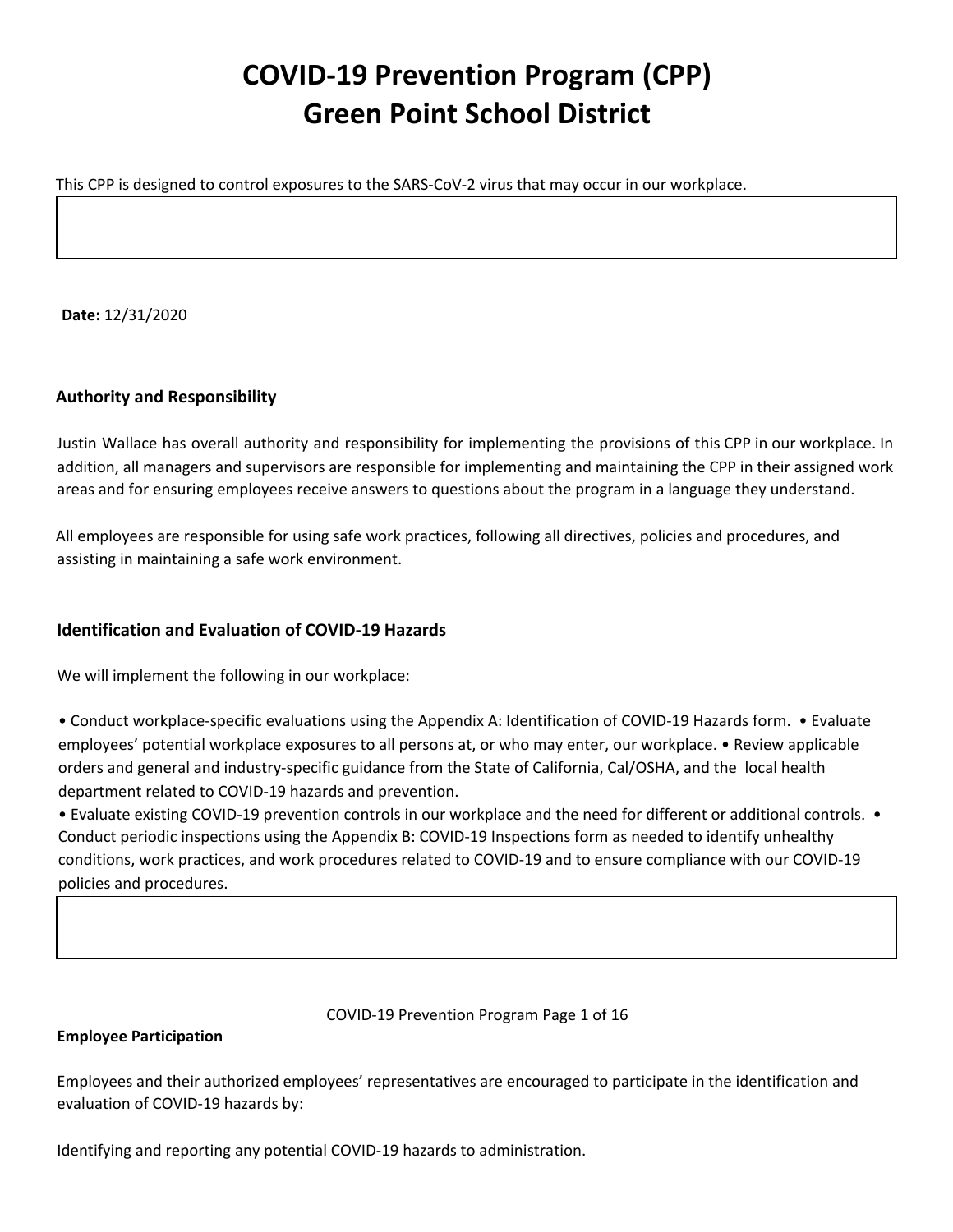# COVID-19 Prevention Program (CPP)
# Green Point School District

This CPP is designed to control exposures to the SARS-CoV-2 virus that may occur in our workplace.

**Date:** 12/31/2020

### Authority and Responsibility

Justin Wallace has overall authority and responsibility for implementing the provisions of this CPP in our workplace. In addition, all managers and supervisors are responsible for implementing and maintaining the CPP in their assigned work areas and for ensuring employees receive answers to questions about the program in a language they understand.

All employees are responsible for using safe work practices, following all directives, policies and procedures, and assisting in maintaining a safe work environment.

### Identification and Evaluation of COVID-19 Hazards

We will implement the following in our workplace:

- Conduct workplace-specific evaluations using the Appendix A: Identification of COVID-19 Hazards form.
- Evaluate employees' potential workplace exposures to all persons at, or who may enter, our workplace.
- Review applicable orders and general and industry-specific guidance from the State of California, Cal/OSHA, and the local health department related to COVID-19 hazards and prevention.
- Evaluate existing COVID-19 prevention controls in our workplace and the need for different or additional controls.
- Conduct periodic inspections using the Appendix B: COVID-19 Inspections form as needed to identify unhealthy conditions, work practices, and work procedures related to COVID-19 and to ensure compliance with our COVID-19 policies and procedures.

### Employee Participation

Employees and their authorized employees' representatives are encouraged to participate in the identification and evaluation of COVID-19 hazards by:

Identifying and reporting any potential COVID-19 hazards to administration.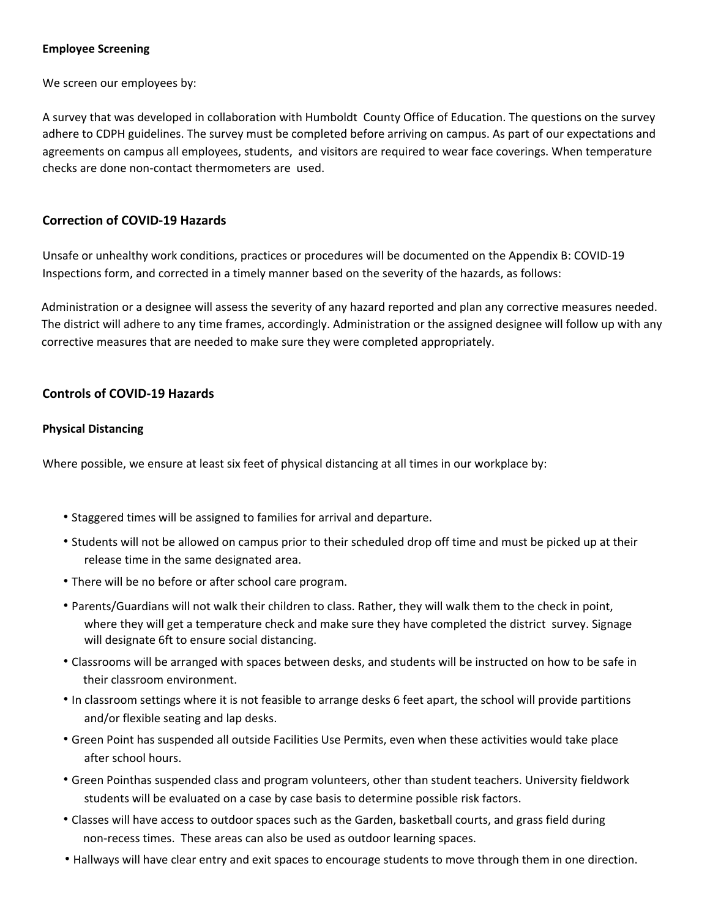**Employee Screening**

We screen our employees by:

A survey that was developed in collaboration with Humboldt County Office of Education. The questions on the survey adhere to CDPH guidelines. The survey must be completed before arriving on campus. As part of our expectations and agreements on campus all employees, students, and visitors are required to wear face coverings. When temperature checks are done non-contact thermometers are used.

## Correction of COVID-19 Hazards

Unsafe or unhealthy work conditions, practices or procedures will be documented on the Appendix B: COVID-19 Inspections form, and corrected in a timely manner based on the severity of the hazards, as follows:

Administration or a designee will assess the severity of any hazard reported and plan any corrective measures needed. The district will adhere to any time frames, accordingly. Administration or the assigned designee will follow up with any corrective measures that are needed to make sure they were completed appropriately.

## Controls of COVID-19 Hazards

**Physical Distancing**

Where possible, we ensure at least six feet of physical distancing at all times in our workplace by:

- Staggered times will be assigned to families for arrival and departure.
- Students will not be allowed on campus prior to their scheduled drop off time and must be picked up at their release time in the same designated area.
- There will be no before or after school care program.
- Parents/Guardians will not walk their children to class. Rather, they will walk them to the check in point, where they will get a temperature check and make sure they have completed the district survey. Signage will designate 6ft to ensure social distancing.
- Classrooms will be arranged with spaces between desks, and students will be instructed on how to be safe in their classroom environment.
- In classroom settings where it is not feasible to arrange desks 6 feet apart, the school will provide partitions and/or flexible seating and lap desks.
- Green Point has suspended all outside Facilities Use Permits, even when these activities would take place after school hours.
- Green Pointhas suspended class and program volunteers, other than student teachers. University fieldwork students will be evaluated on a case by case basis to determine possible risk factors.
- Classes will have access to outdoor spaces such as the Garden, basketball courts, and grass field during non-recess times. These areas can also be used as outdoor learning spaces.
- Hallways will have clear entry and exit spaces to encourage students to move through them in one direction.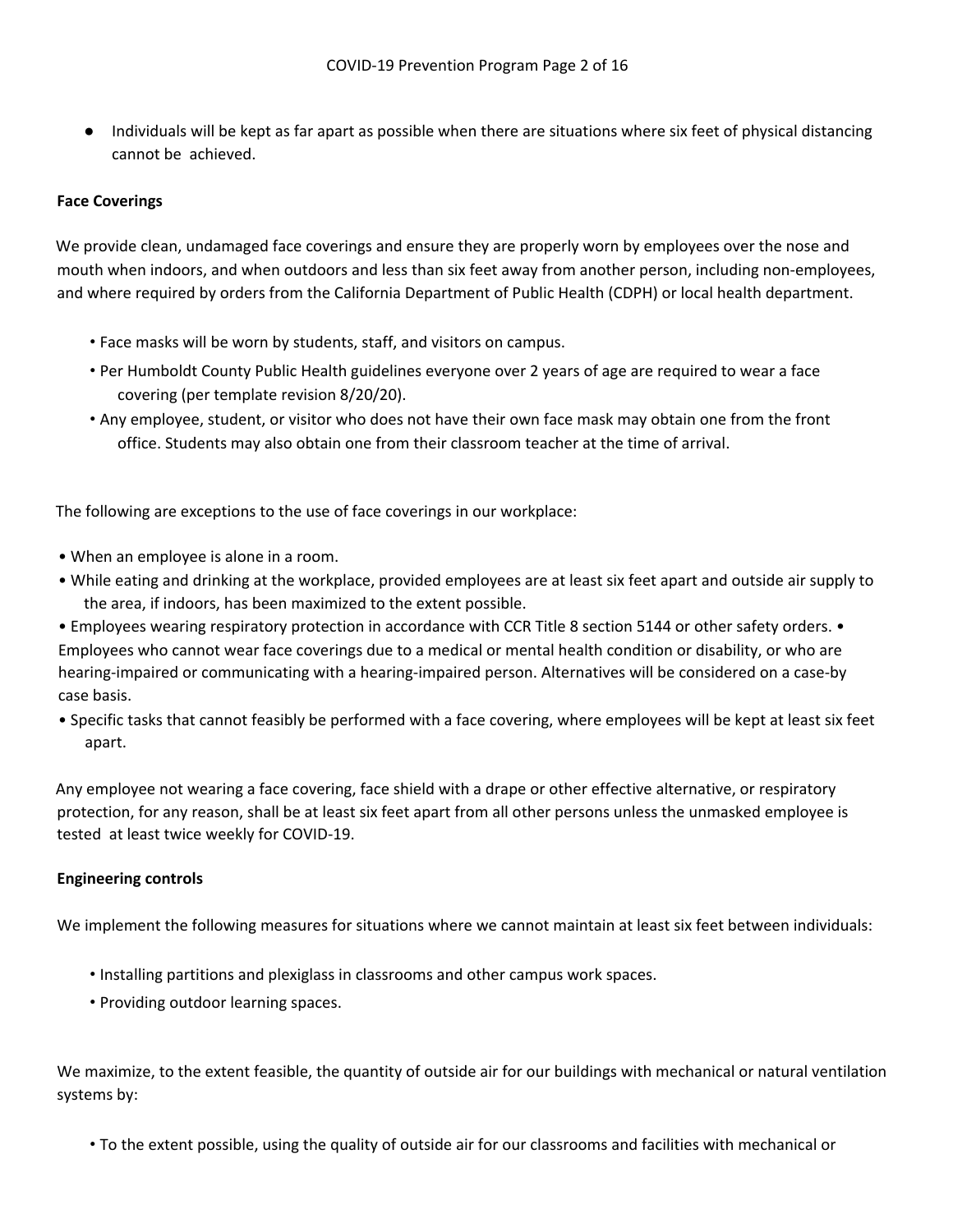- Individuals will be kept as far apart as possible when there are situations where six feet of physical distancing cannot be achieved.

**Face Coverings**

We provide clean, undamaged face coverings and ensure they are properly worn by employees over the nose and mouth when indoors, and when outdoors and less than six feet away from another person, including non-employees, and where required by orders from the California Department of Public Health (CDPH) or local health department.

- Face masks will be worn by students, staff, and visitors on campus.
- Per Humboldt County Public Health guidelines everyone over 2 years of age are required to wear a face covering (per template revision 8/20/20).
- Any employee, student, or visitor who does not have their own face mask may obtain one from the front office. Students may also obtain one from their classroom teacher at the time of arrival.

The following are exceptions to the use of face coverings in our workplace:

- When an employee is alone in a room.
- While eating and drinking at the workplace, provided employees are at least six feet apart and outside air supply to the area, if indoors, has been maximized to the extent possible.
- Employees wearing respiratory protection in accordance with CCR Title 8 section 5144 or other safety orders.
- Employees who cannot wear face coverings due to a medical or mental health condition or disability, or who are hearing-impaired or communicating with a hearing-impaired person. Alternatives will be considered on a case-by case basis.
- Specific tasks that cannot feasibly be performed with a face covering, where employees will be kept at least six feet apart.

Any employee not wearing a face covering, face shield with a drape or other effective alternative, or respiratory protection, for any reason, shall be at least six feet apart from all other persons unless the unmasked employee is tested at least twice weekly for COVID-19.

**Engineering controls**

We implement the following measures for situations where we cannot maintain at least six feet between individuals:

- Installing partitions and plexiglass in classrooms and other campus work spaces.
- Providing outdoor learning spaces.

We maximize, to the extent feasible, the quantity of outside air for our buildings with mechanical or natural ventilation systems by:

- To the extent possible, using the quality of outside air for our classrooms and facilities with mechanical or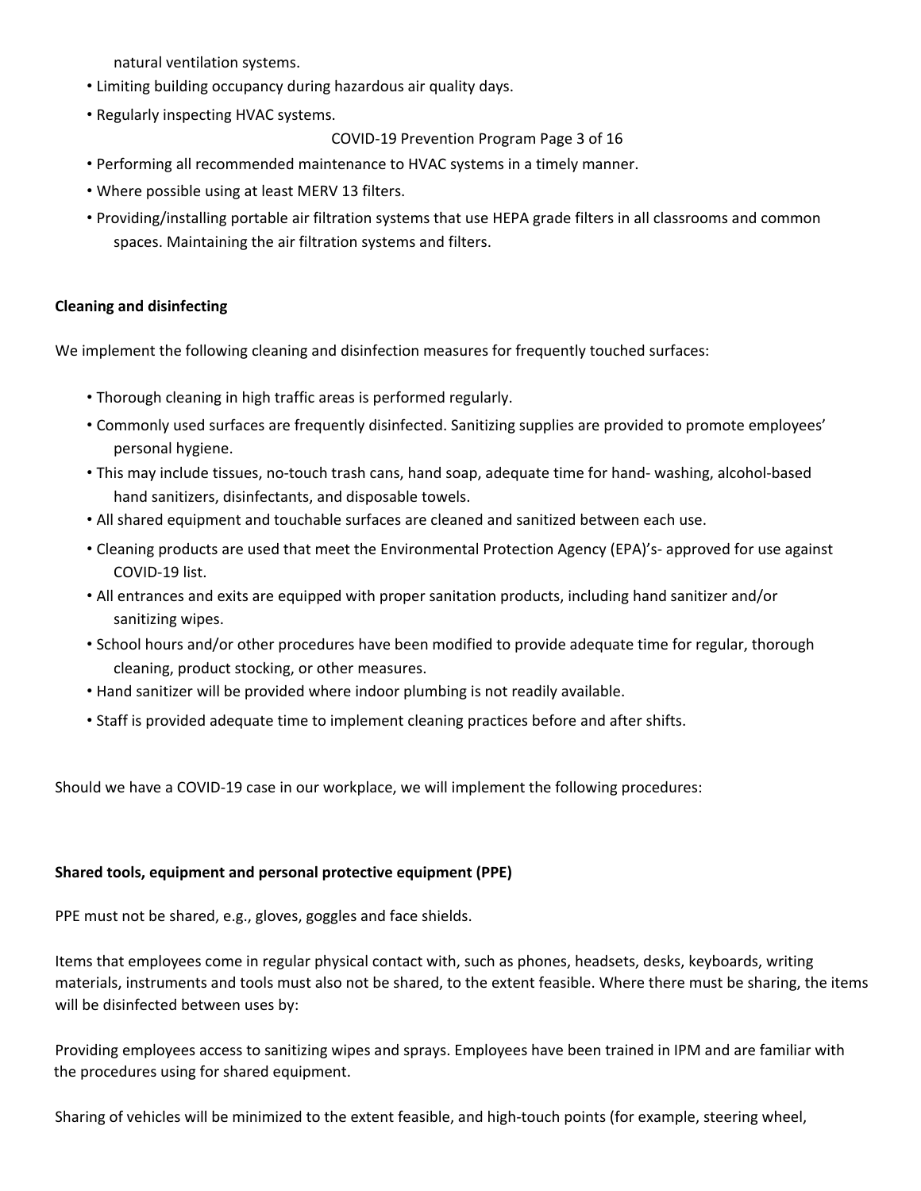natural ventilation systems.

- Limiting building occupancy during hazardous air quality days.
- Regularly inspecting HVAC systems.
- Performing all recommended maintenance to HVAC systems in a timely manner.
- Where possible using at least MERV 13 filters.
- Providing/installing portable air filtration systems that use HEPA grade filters in all classrooms and common spaces. Maintaining the air filtration systems and filters.

**Cleaning and disinfecting**

We implement the following cleaning and disinfection measures for frequently touched surfaces:

- Thorough cleaning in high traffic areas is performed regularly.
- Commonly used surfaces are frequently disinfected. Sanitizing supplies are provided to promote employees' personal hygiene.
- This may include tissues, no-touch trash cans, hand soap, adequate time for hand- washing, alcohol-based hand sanitizers, disinfectants, and disposable towels.
- All shared equipment and touchable surfaces are cleaned and sanitized between each use.
- Cleaning products are used that meet the Environmental Protection Agency (EPA)'s- approved for use against COVID-19 list.
- All entrances and exits are equipped with proper sanitation products, including hand sanitizer and/or sanitizing wipes.
- School hours and/or other procedures have been modified to provide adequate time for regular, thorough cleaning, product stocking, or other measures.
- Hand sanitizer will be provided where indoor plumbing is not readily available.
- Staff is provided adequate time to implement cleaning practices before and after shifts.

Should we have a COVID-19 case in our workplace, we will implement the following procedures:

**Shared tools, equipment and personal protective equipment (PPE)**

PPE must not be shared, e.g., gloves, goggles and face shields.

Items that employees come in regular physical contact with, such as phones, headsets, desks, keyboards, writing materials, instruments and tools must also not be shared, to the extent feasible. Where there must be sharing, the items will be disinfected between uses by:

Providing employees access to sanitizing wipes and sprays. Employees have been trained in IPM and are familiar with the procedures using for shared equipment.

Sharing of vehicles will be minimized to the extent feasible, and high-touch points (for example, steering wheel,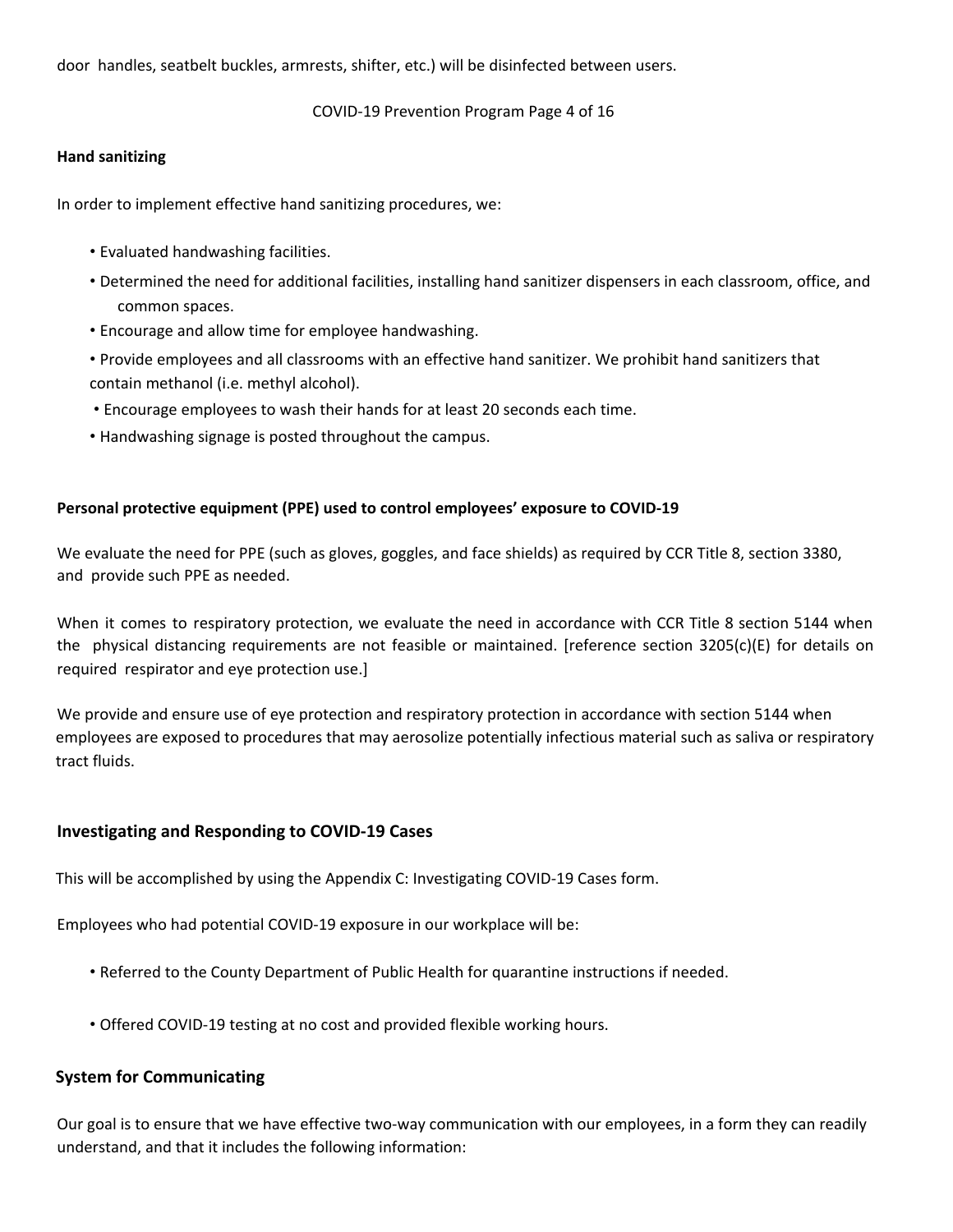door handles, seatbelt buckles, armrests, shifter, etc.) will be disinfected between users.

**Hand sanitizing**

In order to implement effective hand sanitizing procedures, we:

- Evaluated handwashing facilities.
- Determined the need for additional facilities, installing hand sanitizer dispensers in each classroom, office, and common spaces.
- Encourage and allow time for employee handwashing.
- Provide employees and all classrooms with an effective hand sanitizer. We prohibit hand sanitizers that contain methanol (i.e. methyl alcohol).
- Encourage employees to wash their hands for at least 20 seconds each time.
- Handwashing signage is posted throughout the campus.

**Personal protective equipment (PPE) used to control employees' exposure to COVID-19**

We evaluate the need for PPE (such as gloves, goggles, and face shields) as required by CCR Title 8, section 3380, and provide such PPE as needed.

When it comes to respiratory protection, we evaluate the need in accordance with CCR Title 8 section 5144 when the physical distancing requirements are not feasible or maintained. [reference section 3205(c)(E) for details on required respirator and eye protection use.]

We provide and ensure use of eye protection and respiratory protection in accordance with section 5144 when employees are exposed to procedures that may aerosolize potentially infectious material such as saliva or respiratory tract fluids.

## Investigating and Responding to COVID-19 Cases

This will be accomplished by using the Appendix C: Investigating COVID-19 Cases form.

Employees who had potential COVID-19 exposure in our workplace will be:

- Referred to the County Department of Public Health for quarantine instructions if needed.
- Offered COVID-19 testing at no cost and provided flexible working hours.

## System for Communicating

Our goal is to ensure that we have effective two-way communication with our employees, in a form they can readily understand, and that it includes the following information: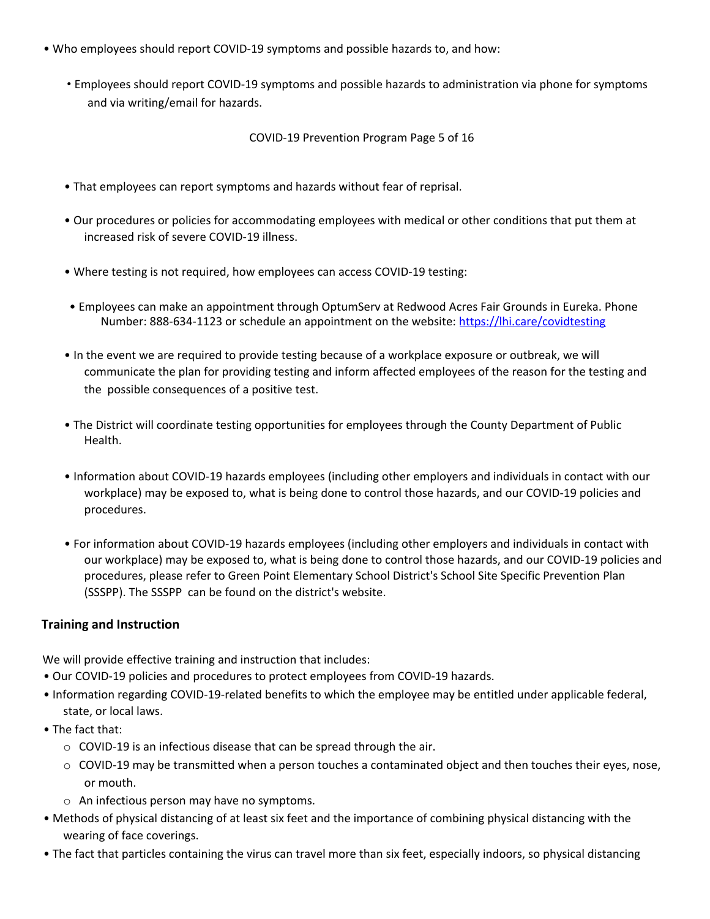- Who employees should report COVID-19 symptoms and possible hazards to, and how:
  - Employees should report COVID-19 symptoms and possible hazards to administration via phone for symptoms and via writing/email for hazards.

- That employees can report symptoms and hazards without fear of reprisal.
- Our procedures or policies for accommodating employees with medical or other conditions that put them at increased risk of severe COVID-19 illness.
- Where testing is not required, how employees can access COVID-19 testing:
  - Employees can make an appointment through OptumServ at Redwood Acres Fair Grounds in Eureka. Phone Number: 888-634-1123 or schedule an appointment on the website: [https://lhi.care/covidtesting](https://lhi.care/covidtesting)
- In the event we are required to provide testing because of a workplace exposure or outbreak, we will communicate the plan for providing testing and inform affected employees of the reason for the testing and the possible consequences of a positive test.
- The District will coordinate testing opportunities for employees through the County Department of Public Health.
- Information about COVID-19 hazards employees (including other employers and individuals in contact with our workplace) may be exposed to, what is being done to control those hazards, and our COVID-19 policies and procedures.
- For information about COVID-19 hazards employees (including other employers and individuals in contact with our workplace) may be exposed to, what is being done to control those hazards, and our COVID-19 policies and procedures, please refer to Green Point Elementary School District's School Site Specific Prevention Plan (SSSPP). The SSSPP can be found on the district's website.

## Training and Instruction

We will provide effective training and instruction that includes:

- Our COVID-19 policies and procedures to protect employees from COVID-19 hazards.
- Information regarding COVID-19-related benefits to which the employee may be entitled under applicable federal, state, or local laws.
- The fact that:
  - COVID-19 is an infectious disease that can be spread through the air.
  - COVID-19 may be transmitted when a person touches a contaminated object and then touches their eyes, nose, or mouth.
  - An infectious person may have no symptoms.
- Methods of physical distancing of at least six feet and the importance of combining physical distancing with the wearing of face coverings.
- The fact that particles containing the virus can travel more than six feet, especially indoors, so physical distancing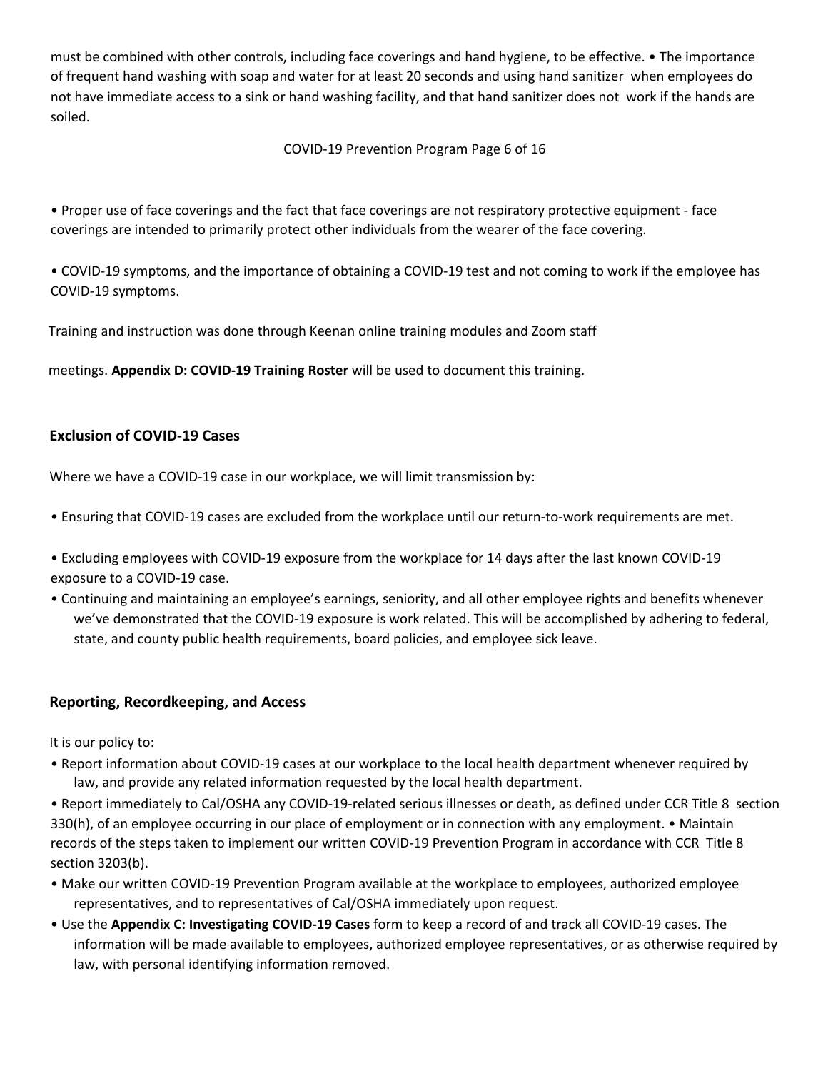must be combined with other controls, including face coverings and hand hygiene, to be effective.

- The importance of frequent hand washing with soap and water for at least 20 seconds and using hand sanitizer when employees do not have immediate access to a sink or hand washing facility, and that hand sanitizer does not work if the hands are soiled.
- Proper use of face coverings and the fact that face coverings are not respiratory protective equipment - face coverings are intended to primarily protect other individuals from the wearer of the face covering.
- COVID-19 symptoms, and the importance of obtaining a COVID-19 test and not coming to work if the employee has COVID-19 symptoms.

Training and instruction was done through Keenan online training modules and Zoom staff meetings. **Appendix D: COVID-19 Training Roster** will be used to document this training.

## Exclusion of COVID-19 Cases

Where we have a COVID-19 case in our workplace, we will limit transmission by:

- Ensuring that COVID-19 cases are excluded from the workplace until our return-to-work requirements are met.
- Excluding employees with COVID-19 exposure from the workplace for 14 days after the last known COVID-19 exposure to a COVID-19 case.
- Continuing and maintaining an employee's earnings, seniority, and all other employee rights and benefits whenever we've demonstrated that the COVID-19 exposure is work related. This will be accomplished by adhering to federal, state, and county public health requirements, board policies, and employee sick leave.

## Reporting, Recordkeeping, and Access

It is our policy to:

- Report information about COVID-19 cases at our workplace to the local health department whenever required by law, and provide any related information requested by the local health department.
- Report immediately to Cal/OSHA any COVID-19-related serious illnesses or death, as defined under CCR Title 8 section 330(h), of an employee occurring in our place of employment or in connection with any employment.
- Maintain records of the steps taken to implement our written COVID-19 Prevention Program in accordance with CCR Title 8 section 3203(b).
- Make our written COVID-19 Prevention Program available at the workplace to employees, authorized employee representatives, and to representatives of Cal/OSHA immediately upon request.
- Use the **Appendix C: Investigating COVID-19 Cases** form to keep a record of and track all COVID-19 cases. The information will be made available to employees, authorized employee representatives, or as otherwise required by law, with personal identifying information removed.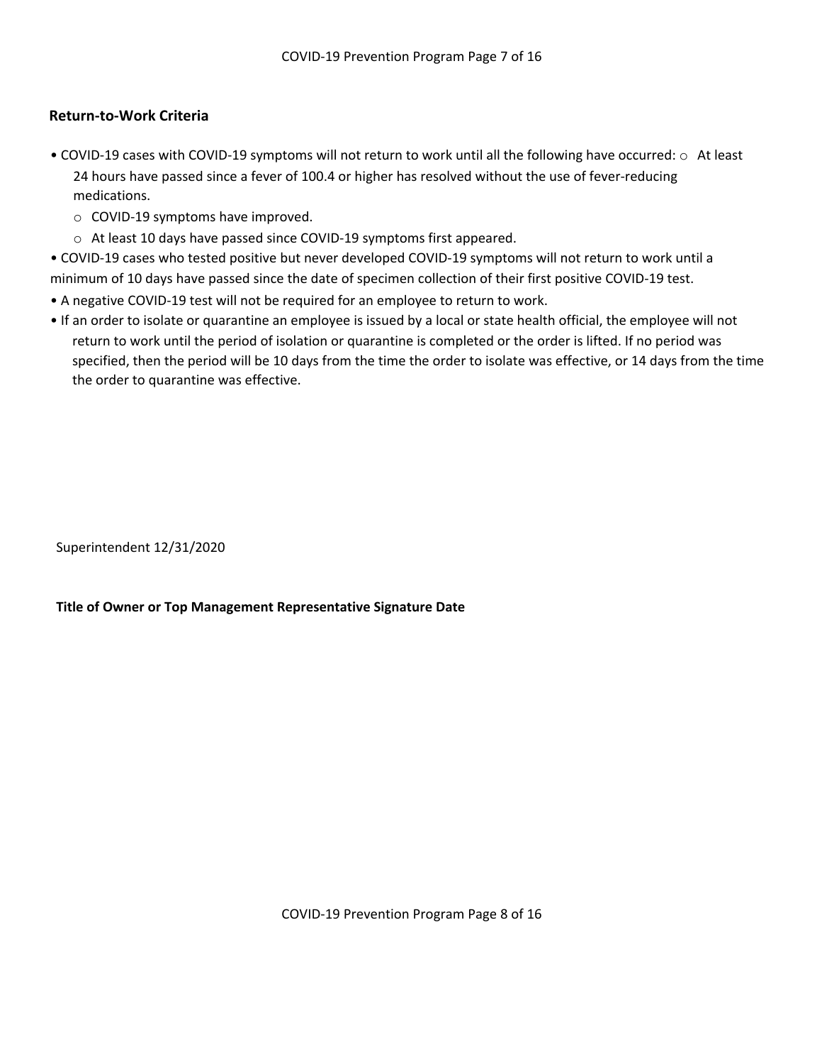## Return-to-Work Criteria

- COVID-19 cases with COVID-19 symptoms will not return to work until all the following have occurred:
  - At least 24 hours have passed since a fever of 100.4 or higher has resolved without the use of fever-reducing medications.
  - COVID-19 symptoms have improved.
  - At least 10 days have passed since COVID-19 symptoms first appeared.
- COVID-19 cases who tested positive but never developed COVID-19 symptoms will not return to work until a minimum of 10 days have passed since the date of specimen collection of their first positive COVID-19 test.
- A negative COVID-19 test will not be required for an employee to return to work.
- If an order to isolate or quarantine an employee is issued by a local or state health official, the employee will not return to work until the period of isolation or quarantine is completed or the order is lifted. If no period was specified, then the period will be 10 days from the time the order to isolate was effective, or 14 days from the time the order to quarantine was effective.

Superintendent 12/31/2020

**Title of Owner or Top Management Representative Signature Date**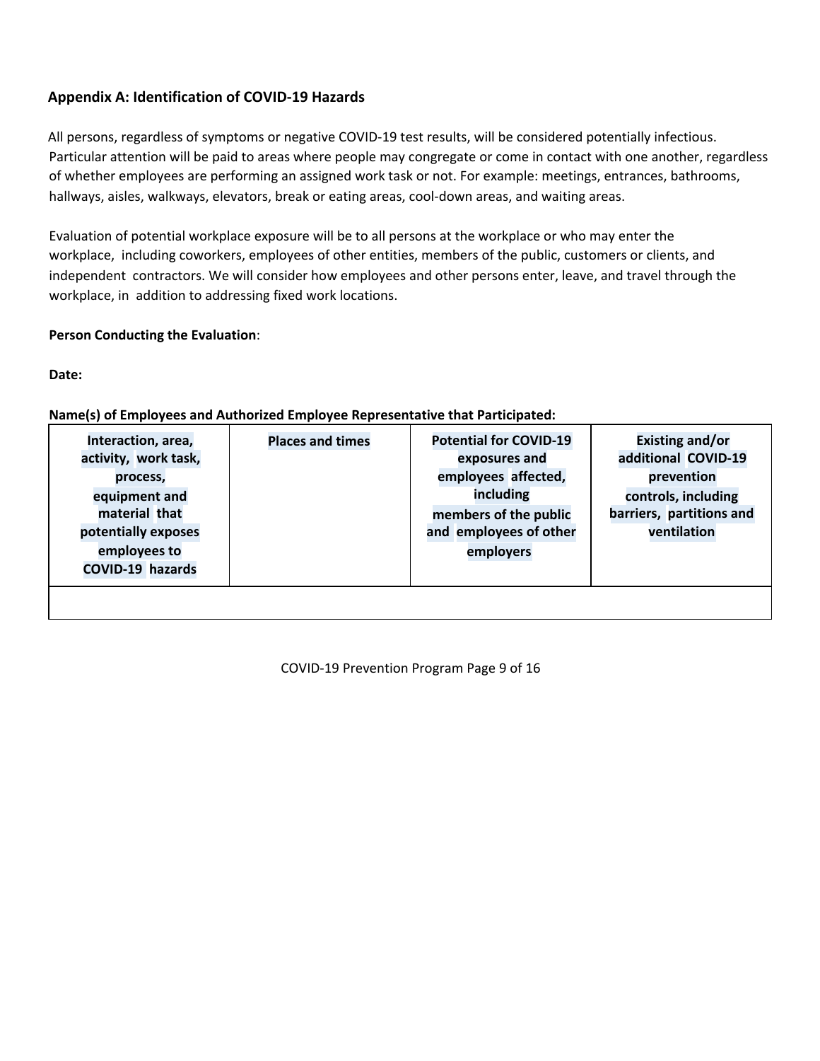## Appendix A: Identification of COVID-19 Hazards

All persons, regardless of symptoms or negative COVID-19 test results, will be considered potentially infectious. Particular attention will be paid to areas where people may congregate or come in contact with one another, regardless of whether employees are performing an assigned work task or not. For example: meetings, entrances, bathrooms, hallways, aisles, walkways, elevators, break or eating areas, cool-down areas, and waiting areas.

Evaluation of potential workplace exposure will be to all persons at the workplace or who may enter the workplace, including coworkers, employees of other entities, members of the public, customers or clients, and independent contractors. We will consider how employees and other persons enter, leave, and travel through the workplace, in addition to addressing fixed work locations.

**Person Conducting the Evaluation**:

**Date:**

**Name(s) of Employees and Authorized Employee Representative that Participated:**

| Interaction, area, activity, work task, process, equipment and material that potentially exposes employees to COVID-19 hazards | Places and times | Potential for COVID-19 exposures and employees affected, including members of the public and employees of other employers | Existing and/or additional COVID-19 prevention controls, including barriers, partitions and ventilation |
|---|---|---|---|
| | | | |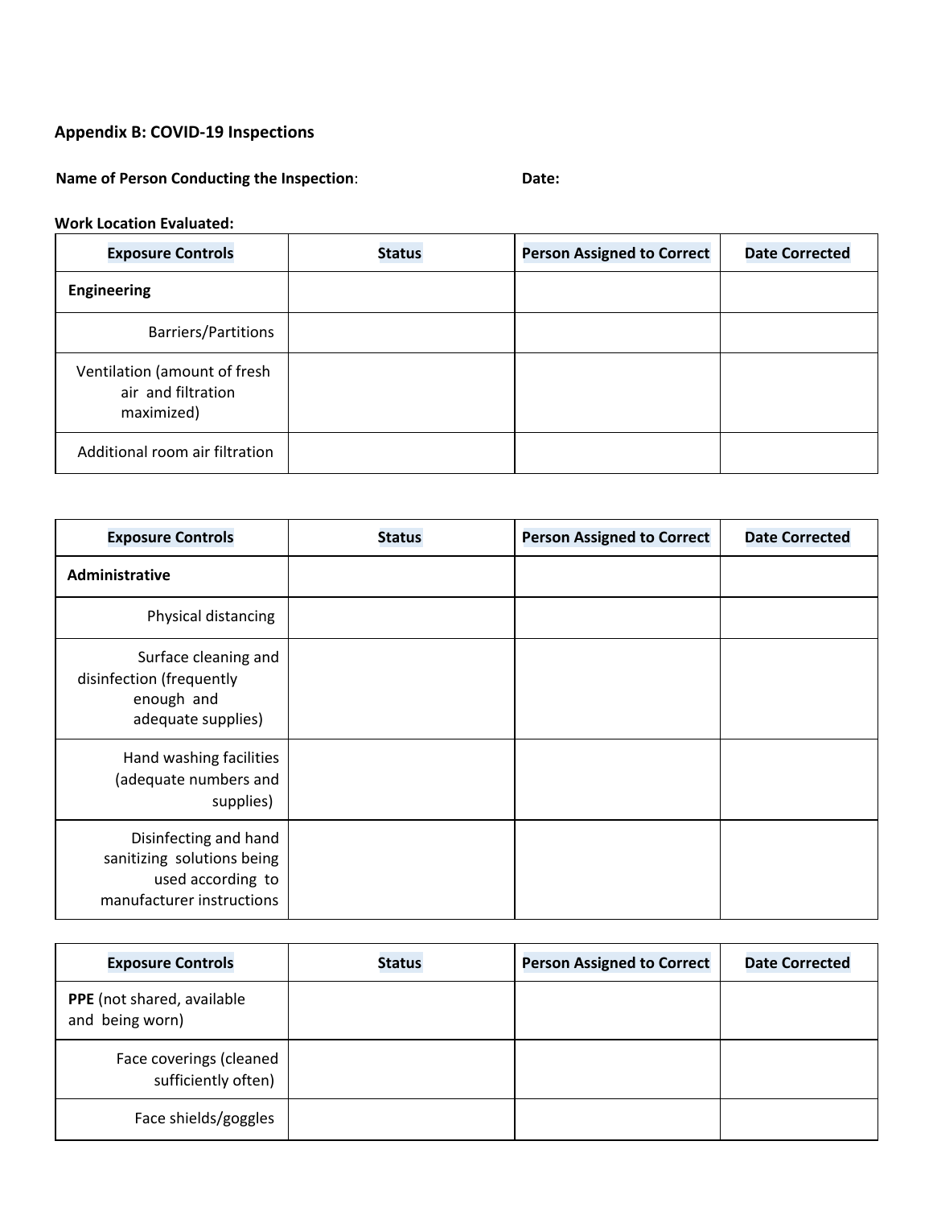## Appendix B: COVID-19 Inspections

**Name of Person Conducting the Inspection**: **Date:**

**Work Location Evaluated:**

| Exposure Controls | Status | Person Assigned to Correct | Date Corrected |
|---|---|---|---|
| **Engineering** | | | |
| Barriers/Partitions | | | |
| Ventilation (amount of fresh air and filtration maximized) | | | |
| Additional room air filtration | | | |

| Exposure Controls | Status | Person Assigned to Correct | Date Corrected |
|---|---|---|---|
| **Administrative** | | | |
| Physical distancing | | | |
| Surface cleaning and disinfection (frequently enough and adequate supplies) | | | |
| Hand washing facilities (adequate numbers and supplies) | | | |
| Disinfecting and hand sanitizing solutions being used according to manufacturer instructions | | | |

| Exposure Controls | Status | Person Assigned to Correct | Date Corrected |
|---|---|---|---|
| **PPE** (not shared, available and being worn) | | | |
| Face coverings (cleaned sufficiently often) | | | |
| Face shields/goggles | | | |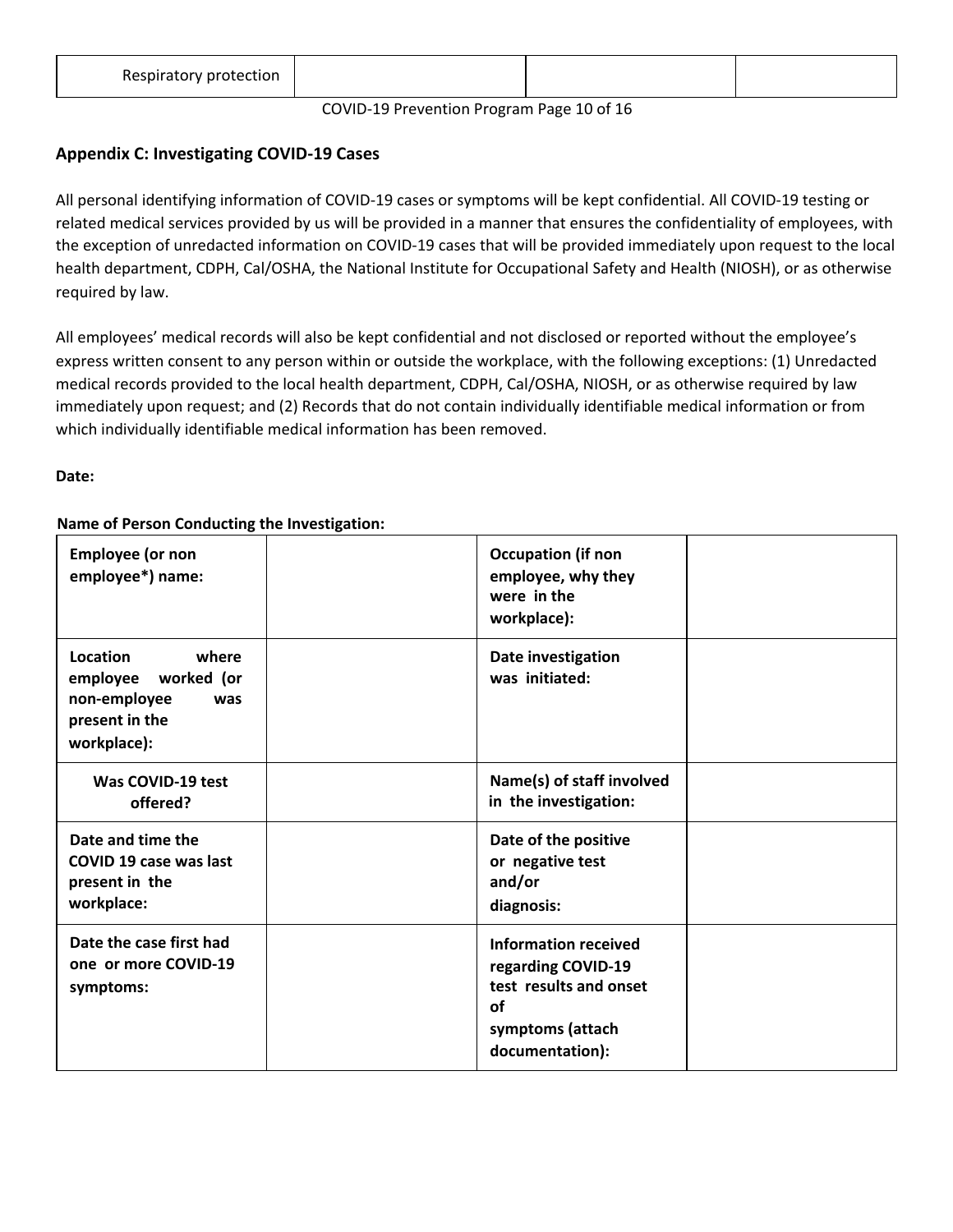| Respiratory protection | | | |
|---|---|---|---|

## Appendix C: Investigating COVID-19 Cases

All personal identifying information of COVID-19 cases or symptoms will be kept confidential. All COVID-19 testing or related medical services provided by us will be provided in a manner that ensures the confidentiality of employees, with the exception of unredacted information on COVID-19 cases that will be provided immediately upon request to the local health department, CDPH, Cal/OSHA, the National Institute for Occupational Safety and Health (NIOSH), or as otherwise required by law.

All employees' medical records will also be kept confidential and not disclosed or reported without the employee's express written consent to any person within or outside the workplace, with the following exceptions: (1) Unredacted medical records provided to the local health department, CDPH, Cal/OSHA, NIOSH, or as otherwise required by law immediately upon request; and (2) Records that do not contain individually identifiable medical information or from which individually identifiable medical information has been removed.

**Date:**

**Name of Person Conducting the Investigation:**

| **Employee (or non employee*) name:** | | **Occupation (if non employee, why they were in the workplace):** | |
|---|---|---|---|
| **Location where employee worked (or non-employee was present in the workplace):** | | **Date investigation was initiated:** | |
| **Was COVID-19 test offered?** | | **Name(s) of staff involved in the investigation:** | |
| **Date and time the COVID 19 case was last present in the workplace:** | | **Date of the positive or negative test and/or diagnosis:** | |
| **Date the case first had one or more COVID-19 symptoms:** | | **Information received regarding COVID-19 test results and onset of symptoms (attach documentation):** | |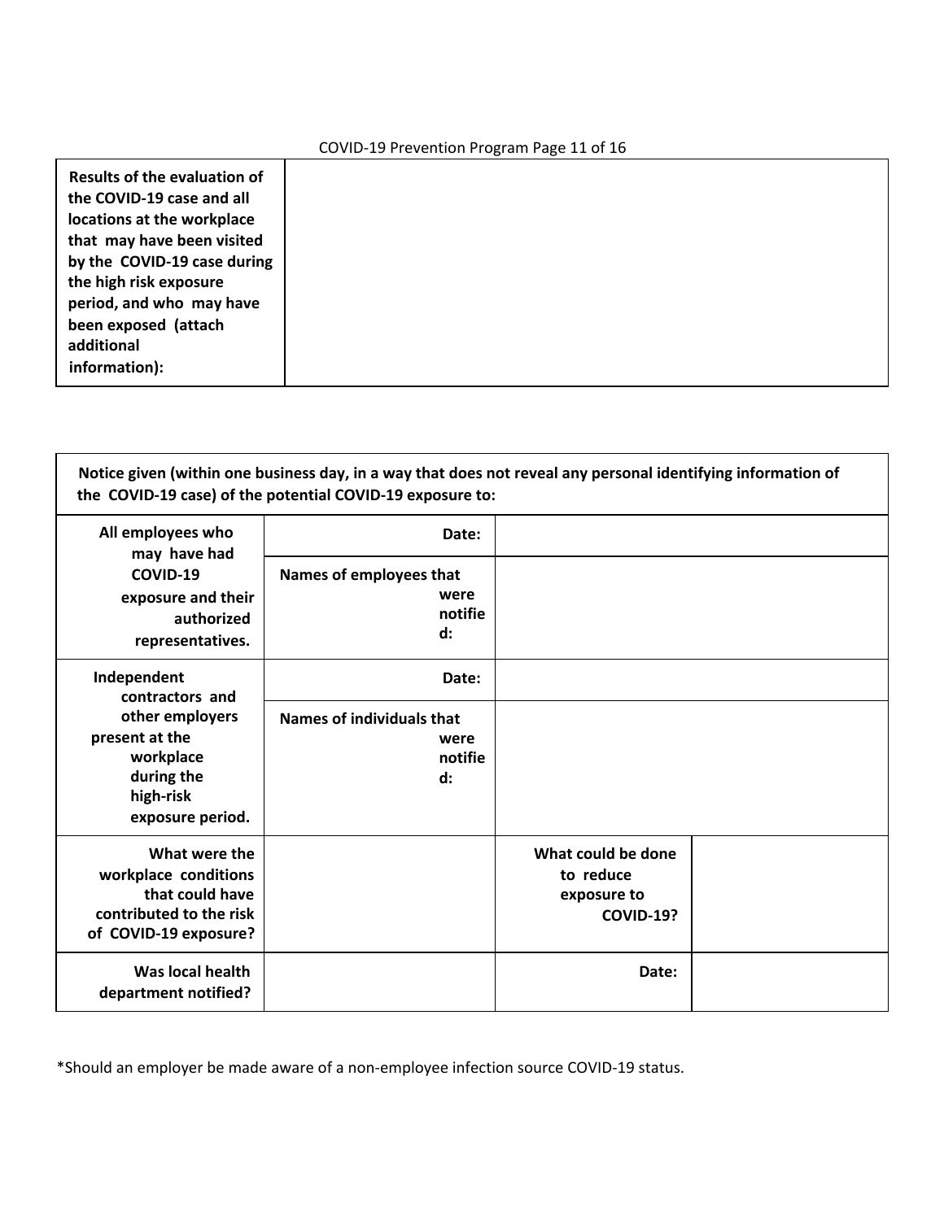| Results of the evaluation of the COVID-19 case and all locations at the workplace that may have been visited by the COVID-19 case during the high risk exposure period, and who may have been exposed (attach additional information): | |
|---|---|

| Notice given (within one business day, in a way that does not reveal any personal identifying information of the COVID-19 case) of the potential COVID-19 exposure to: | | | |
|---|---|---|---|
| All employees who may have had COVID-19 exposure and their authorized representatives. | Date: | | |
| | Names of employees that were notified: | | |
| Independent contractors and other employers present at the workplace during the high-risk exposure period. | Date: | | |
| | Names of individuals that were notified: | | |
| What were the workplace conditions that could have contributed to the risk of COVID-19 exposure? | | What could be done to reduce exposure to COVID-19? | |
| Was local health department notified? | | Date: | |

*Should an employer be made aware of a non-employee infection source COVID-19 status.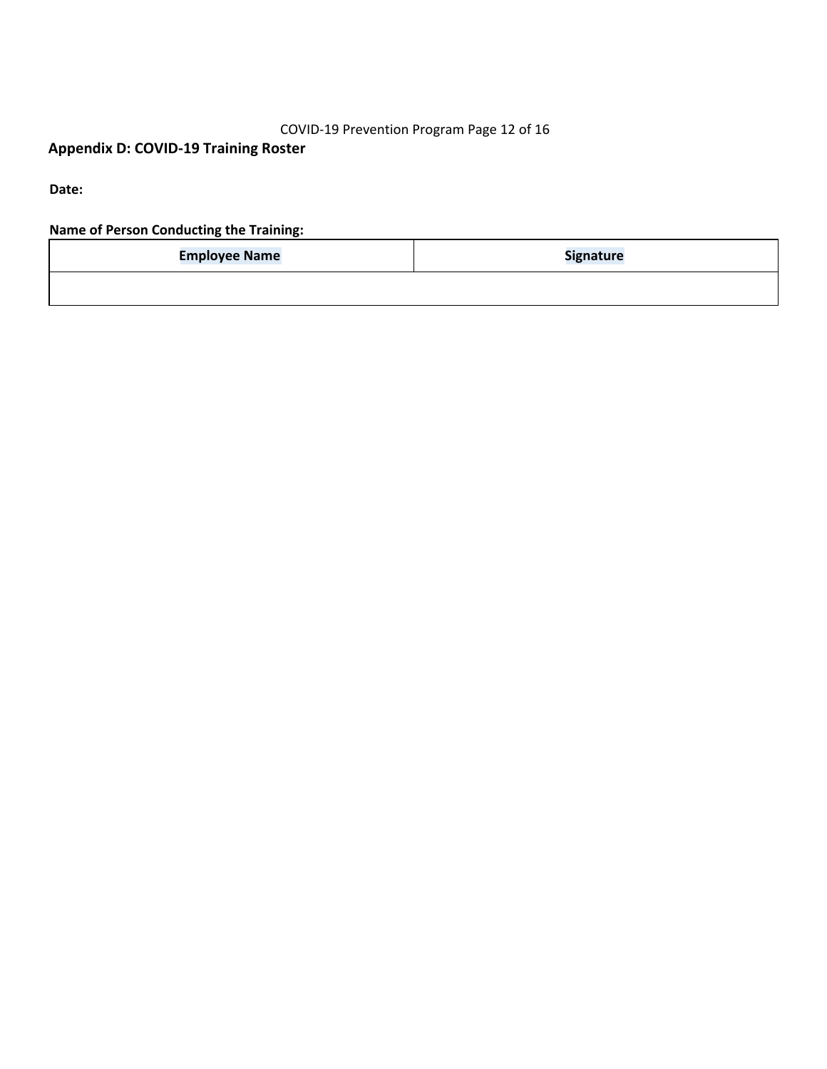## Appendix D: COVID-19 Training Roster

**Date:**

**Name of Person Conducting the Training:**

| Employee Name | Signature |
| --- | --- |
| | |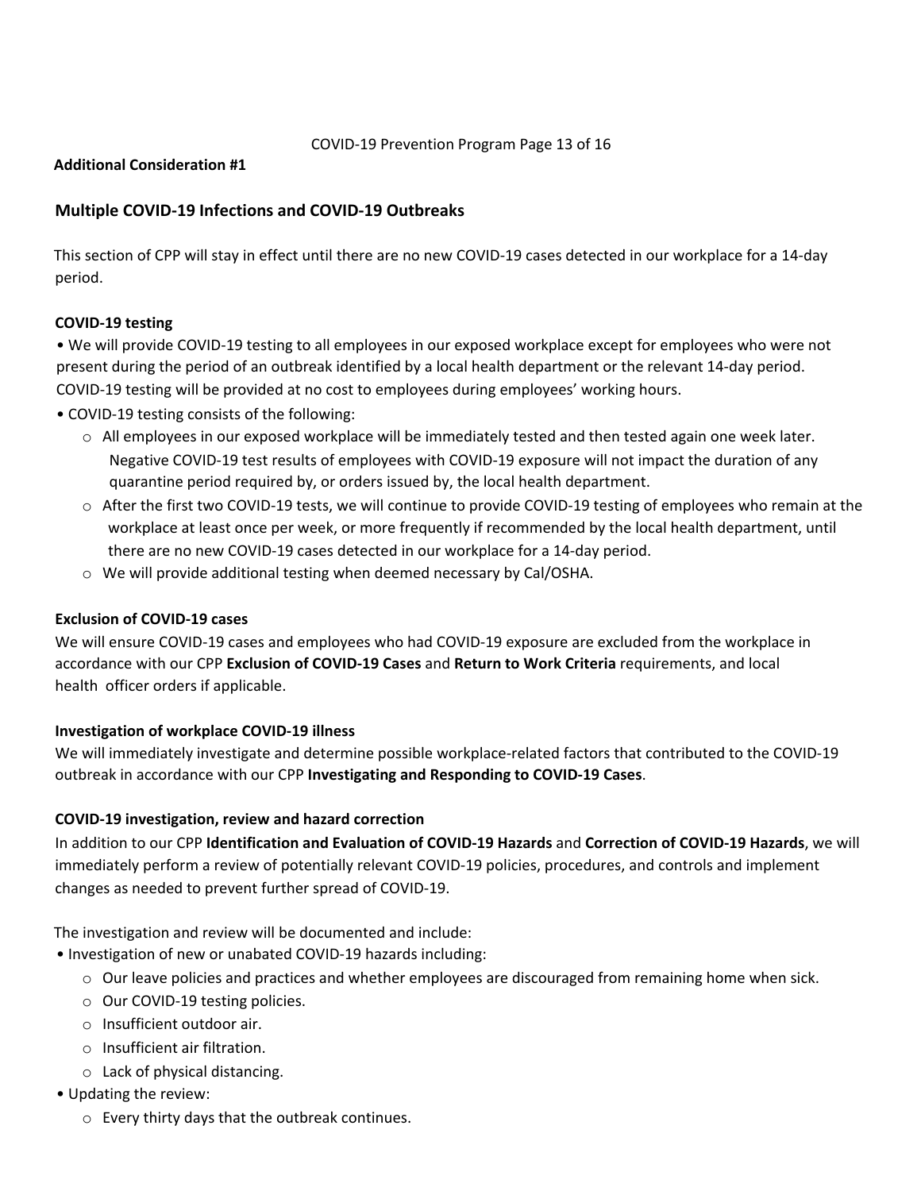**Additional Consideration #1**

## Multiple COVID-19 Infections and COVID-19 Outbreaks

This section of CPP will stay in effect until there are no new COVID-19 cases detected in our workplace for a 14-day period.

### COVID-19 testing

- We will provide COVID-19 testing to all employees in our exposed workplace except for employees who were not present during the period of an outbreak identified by a local health department or the relevant 14-day period. COVID-19 testing will be provided at no cost to employees during employees' working hours.
- COVID-19 testing consists of the following:
  - All employees in our exposed workplace will be immediately tested and then tested again one week later. Negative COVID-19 test results of employees with COVID-19 exposure will not impact the duration of any quarantine period required by, or orders issued by, the local health department.
  - After the first two COVID-19 tests, we will continue to provide COVID-19 testing of employees who remain at the workplace at least once per week, or more frequently if recommended by the local health department, until there are no new COVID-19 cases detected in our workplace for a 14-day period.
  - We will provide additional testing when deemed necessary by Cal/OSHA.

### Exclusion of COVID-19 cases

We will ensure COVID-19 cases and employees who had COVID-19 exposure are excluded from the workplace in accordance with our CPP **Exclusion of COVID-19 Cases** and **Return to Work Criteria** requirements, and local health officer orders if applicable.

### Investigation of workplace COVID-19 illness

We will immediately investigate and determine possible workplace-related factors that contributed to the COVID-19 outbreak in accordance with our CPP **Investigating and Responding to COVID-19 Cases**.

### COVID-19 investigation, review and hazard correction

In addition to our CPP **Identification and Evaluation of COVID-19 Hazards** and **Correction of COVID-19 Hazards**, we will immediately perform a review of potentially relevant COVID-19 policies, procedures, and controls and implement changes as needed to prevent further spread of COVID-19.

The investigation and review will be documented and include:

- Investigation of new or unabated COVID-19 hazards including:
  - Our leave policies and practices and whether employees are discouraged from remaining home when sick.
  - Our COVID-19 testing policies.
  - Insufficient outdoor air.
  - Insufficient air filtration.
  - Lack of physical distancing.
- Updating the review:
  - Every thirty days that the outbreak continues.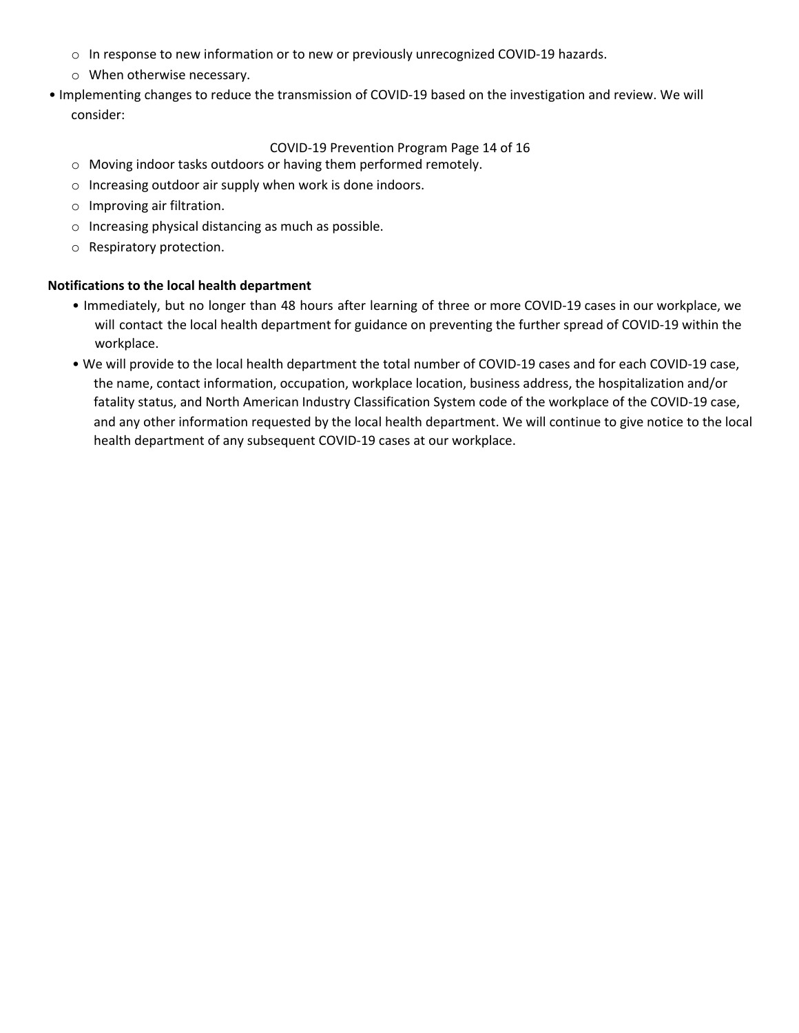- In response to new information or to new or previously unrecognized COVID-19 hazards.
- When otherwise necessary.

- Implementing changes to reduce the transmission of COVID-19 based on the investigation and review. We will consider:
  - Moving indoor tasks outdoors or having them performed remotely.
  - Increasing outdoor air supply when work is done indoors.
  - Improving air filtration.
  - Increasing physical distancing as much as possible.
  - Respiratory protection.

**Notifications to the local health department**

- Immediately, but no longer than 48 hours after learning of three or more COVID-19 cases in our workplace, we will contact the local health department for guidance on preventing the further spread of COVID-19 within the workplace.
- We will provide to the local health department the total number of COVID-19 cases and for each COVID-19 case, the name, contact information, occupation, workplace location, business address, the hospitalization and/or fatality status, and North American Industry Classification System code of the workplace of the COVID-19 case, and any other information requested by the local health department. We will continue to give notice to the local health department of any subsequent COVID-19 cases at our workplace.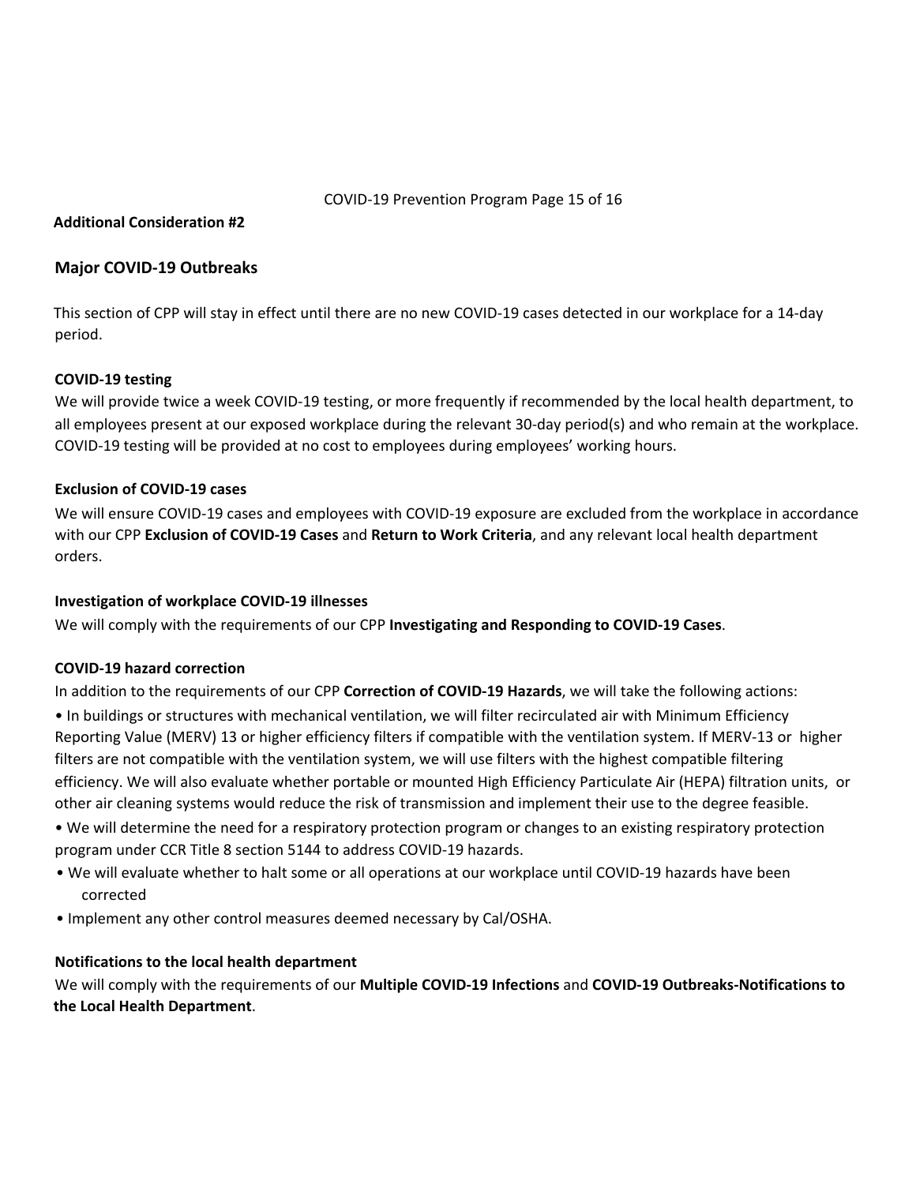**Additional Consideration #2**

## Major COVID-19 Outbreaks

This section of CPP will stay in effect until there are no new COVID-19 cases detected in our workplace for a 14-day period.

**COVID-19 testing**

We will provide twice a week COVID-19 testing, or more frequently if recommended by the local health department, to all employees present at our exposed workplace during the relevant 30-day period(s) and who remain at the workplace. COVID-19 testing will be provided at no cost to employees during employees' working hours.

**Exclusion of COVID-19 cases**

We will ensure COVID-19 cases and employees with COVID-19 exposure are excluded from the workplace in accordance with our CPP **Exclusion of COVID-19 Cases** and **Return to Work Criteria**, and any relevant local health department orders.

**Investigation of workplace COVID-19 illnesses**

We will comply with the requirements of our CPP **Investigating and Responding to COVID-19 Cases**.

**COVID-19 hazard correction**

In addition to the requirements of our CPP **Correction of COVID-19 Hazards**, we will take the following actions:

- In buildings or structures with mechanical ventilation, we will filter recirculated air with Minimum Efficiency Reporting Value (MERV) 13 or higher efficiency filters if compatible with the ventilation system. If MERV-13 or higher filters are not compatible with the ventilation system, we will use filters with the highest compatible filtering efficiency. We will also evaluate whether portable or mounted High Efficiency Particulate Air (HEPA) filtration units, or other air cleaning systems would reduce the risk of transmission and implement their use to the degree feasible.
- We will determine the need for a respiratory protection program or changes to an existing respiratory protection program under CCR Title 8 section 5144 to address COVID-19 hazards.
- We will evaluate whether to halt some or all operations at our workplace until COVID-19 hazards have been corrected
- Implement any other control measures deemed necessary by Cal/OSHA.

**Notifications to the local health department**

We will comply with the requirements of our **Multiple COVID-19 Infections** and **COVID-19 Outbreaks-Notifications to the Local Health Department**.